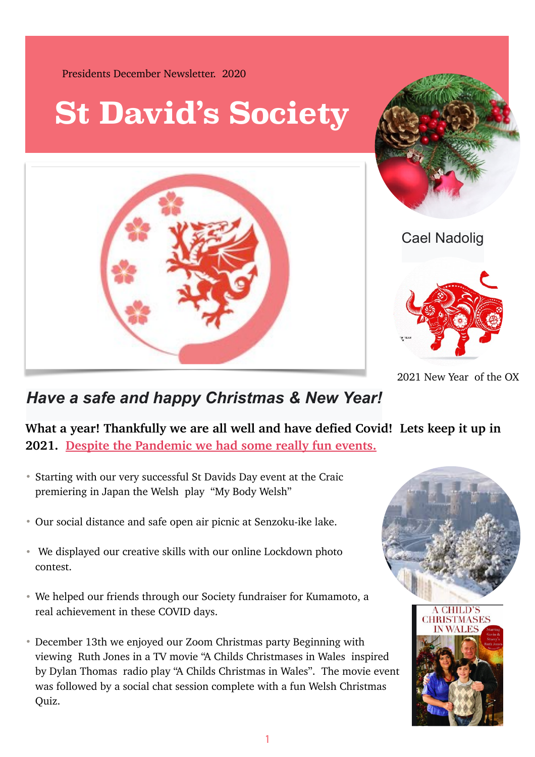Presidents December Newsletter. 2020

# St David's Society

Cael Nadolig

2021 New Year of the OX

## *Have a safe and happy Christmas & New Year!*

**What a year! Thankfully we are all well and have defied Covid! Lets keep it up in 2021. Despite the Pandemic we had some really fun events.**

- Starting with our very successful St Davids Day event at the Craic premiering in Japan the Welsh play "My Body Welsh"
- Our social distance and safe open air picnic at Senzoku-ike lake.
- We displayed our creative skills with our online Lockdown photo contest.
- We helped our friends through our Society fundraiser for Kumamoto, a real achievement in these COVID days.
- December 13th we enjoyed our Zoom Christmas party Beginning with viewing Ruth Jones in a TV movie "A Childs Christmases in Wales inspired by Dylan Thomas radio play "A Childs Christmas in Wales". The movie event was followed by a social chat session complete with a fun Welsh Christmas Quiz.

A CHILD'S CHRISTMASES IN WALES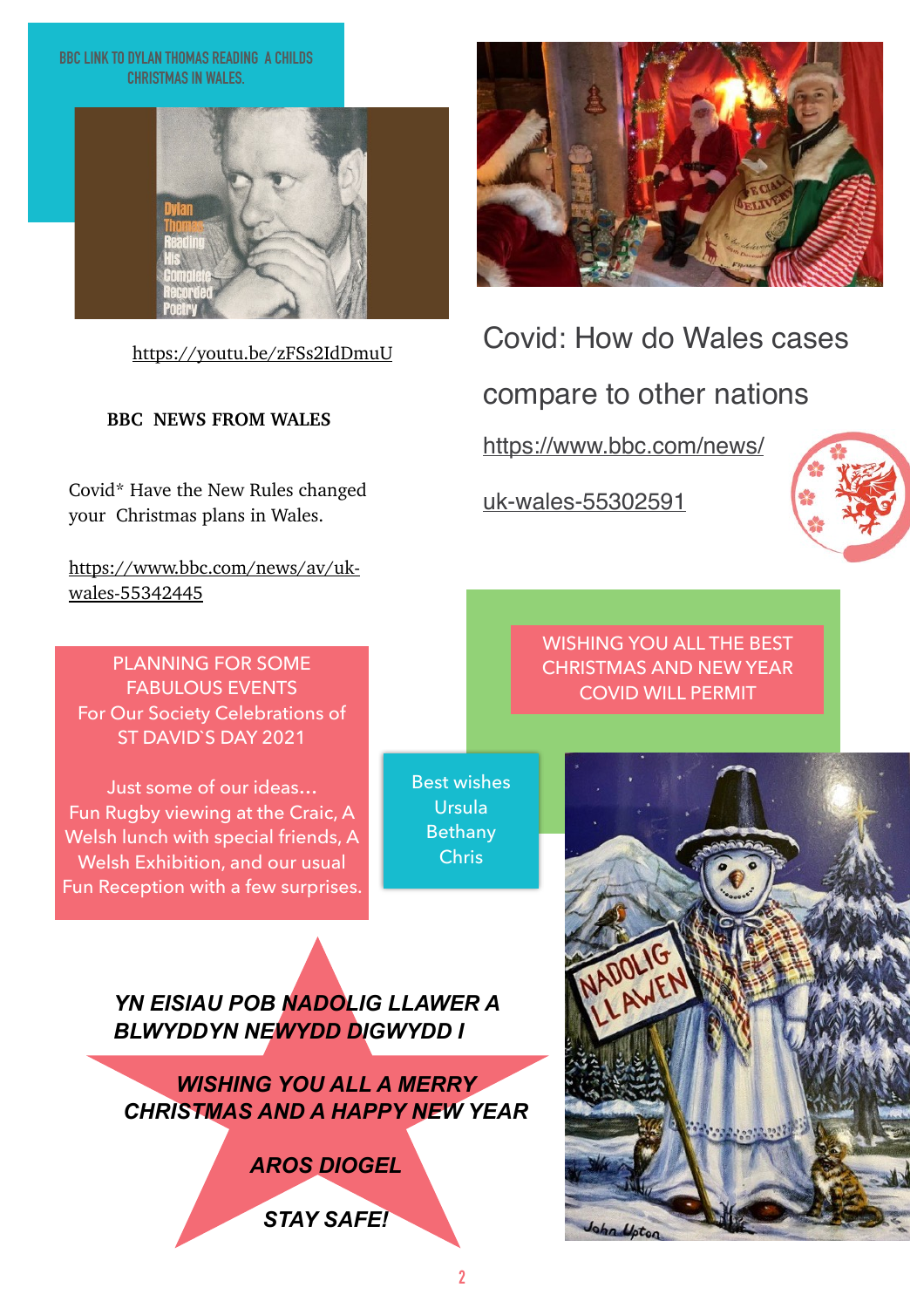BBC LINK TO DYLAN THOMAS READING A CHILDS CHRISTMAS IN WALES.

https://youtu.be/zFSs2IdDmuU

**BBC NEWS FROM WALES**

Covid* Have the New Rules changed your Christmas plans in Wales.

https://www.bbc.com/news/av/uk-wales-55342445

Covid: How do Wales cases compare to other nations

https://www.bbc.com/news/uk-wales-55302591

PLANNING FOR SOME FABULOUS EVENTS
For Our Society Celebrations of ST DAVID`S DAY 2021

Just some of our ideas…
Fun Rugby viewing at the Craic, A Welsh lunch with special friends, A Welsh Exhibition, and our usual Fun Reception with a few surprises.

WISHING YOU ALL THE BEST CHRISTMAS AND NEW YEAR COVID WILL PERMIT

Best wishes
Ursula
Bethany
Chris

***YN EISIAU POB NADOLIG LLAWER A BLWYDDYN NEWYDD DIGWYDD I***

***WISHING YOU ALL A MERRY CHRISTMAS AND A HAPPY NEW YEAR***

***AROS DIOGEL***

***STAY SAFE!***